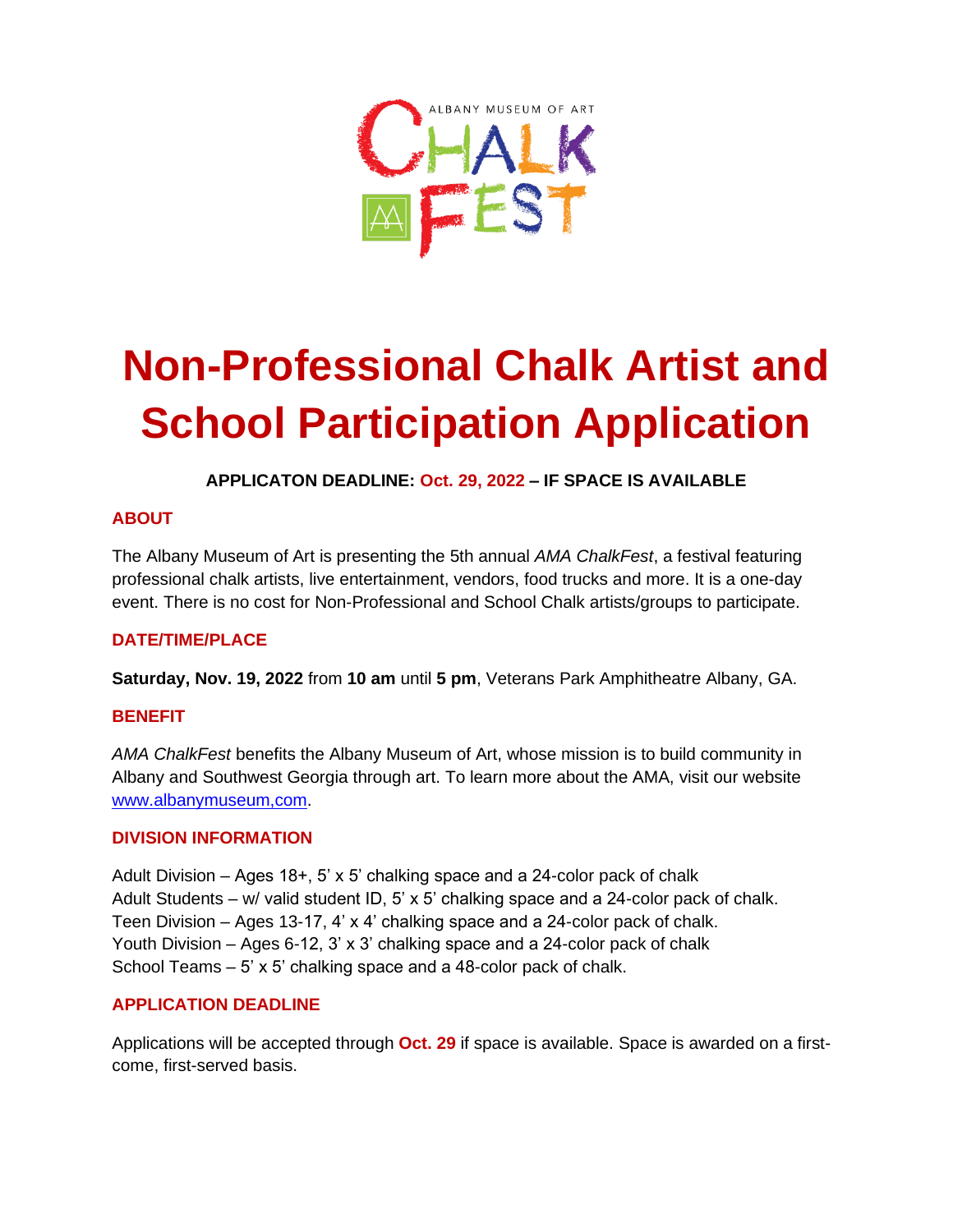ALBANY MUSEUM OF ART

CHALK FEST

# Non-Professional Chalk Artist and School Participation Application

**APPLICATON DEADLINE: Oct. 29, 2022 – IF SPACE IS AVAILABLE**

## ABOUT

The Albany Museum of Art is presenting the 5th annual *AMA ChalkFest*, a festival featuring professional chalk artists, live entertainment, vendors, food trucks and more. It is a one-day event. There is no cost for Non-Professional and School Chalk artists/groups to participate.

## DATE/TIME/PLACE

**Saturday, Nov. 19, 2022** from **10 am** until **5 pm**, Veterans Park Amphitheatre Albany, GA.

## BENEFIT

*AMA ChalkFest* benefits the Albany Museum of Art, whose mission is to build community in Albany and Southwest Georgia through art. To learn more about the AMA, visit our website www.albanymuseum,com.

## DIVISION INFORMATION

Adult Division – Ages 18+, 5' x 5' chalking space and a 24-color pack of chalk
Adult Students – w/ valid student ID, 5' x 5' chalking space and a 24-color pack of chalk.
Teen Division – Ages 13-17, 4' x 4' chalking space and a 24-color pack of chalk.
Youth Division – Ages 6-12, 3' x 3' chalking space and a 24-color pack of chalk
School Teams – 5' x 5' chalking space and a 48-color pack of chalk.

## APPLICATION DEADLINE

Applications will be accepted through **Oct. 29** if space is available. Space is awarded on a first-come, first-served basis.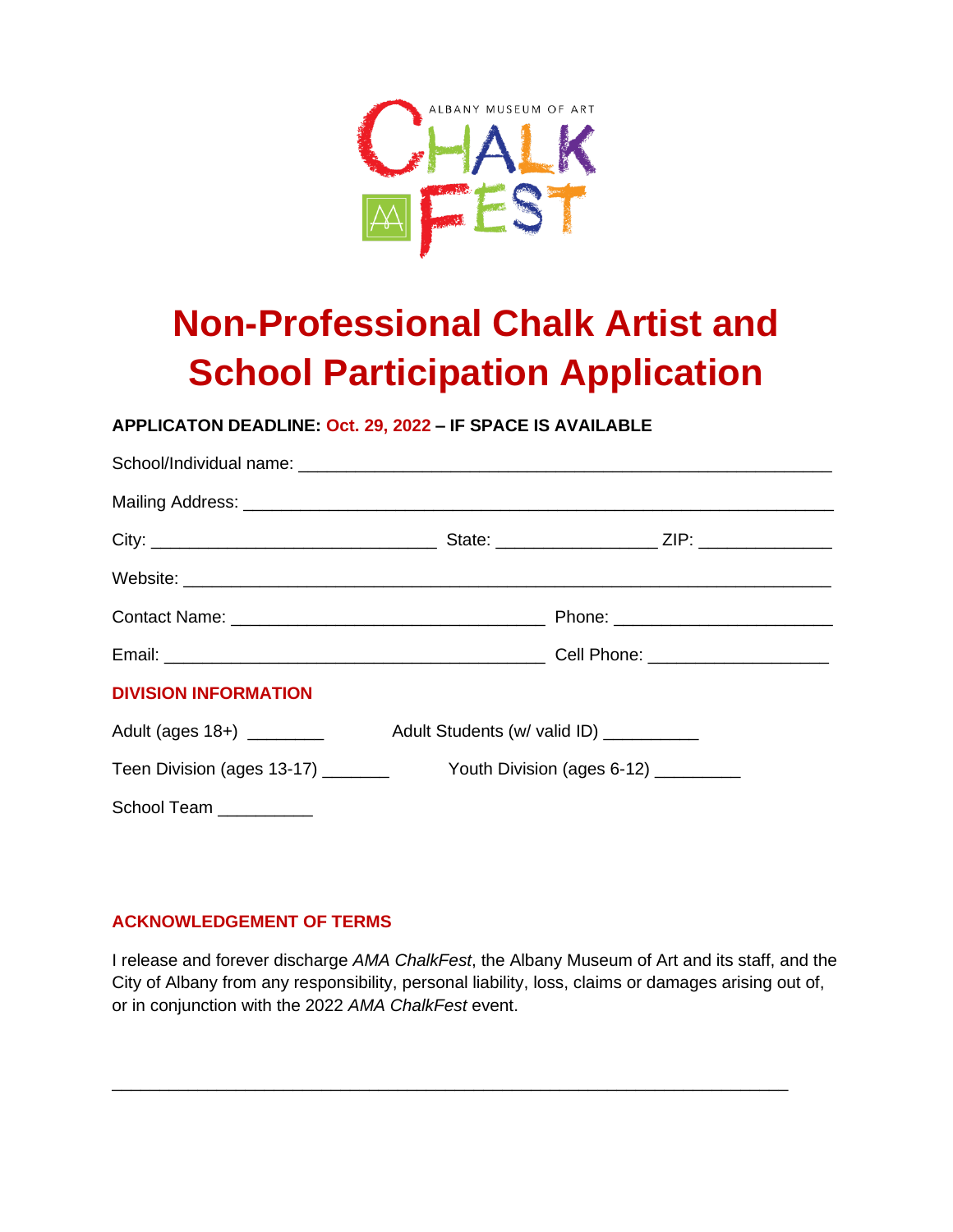ALBANY MUSEUM OF ART

CHALK FEST

# Non-Professional Chalk Artist and School Participation Application

**APPLICATON DEADLINE: Oct. 29, 2022 – IF SPACE IS AVAILABLE**

School/Individual name: ___________________________________________________________

Mailing Address: ________________________________________________________________

City: ______________________________ State: _________________ ZIP: ______________

Website: _______________________________________________________________________

Contact Name: _________________________________ Phone: _______________________

Email: ________________________________________ Cell Phone: ___________________

**DIVISION INFORMATION**

Adult (ages 18+) ________ Adult Students (w/ valid ID) __________

Teen Division (ages 13-17) _______ Youth Division (ages 6-12) _________

School Team __________

**ACKNOWLEDGEMENT OF TERMS**

I release and forever discharge *AMA ChalkFest*, the Albany Museum of Art and its staff, and the City of Albany from any responsibility, personal liability, loss, claims or damages arising out of, or in conjunction with the 2022 *AMA ChalkFest* event.

_________________________________________________________________________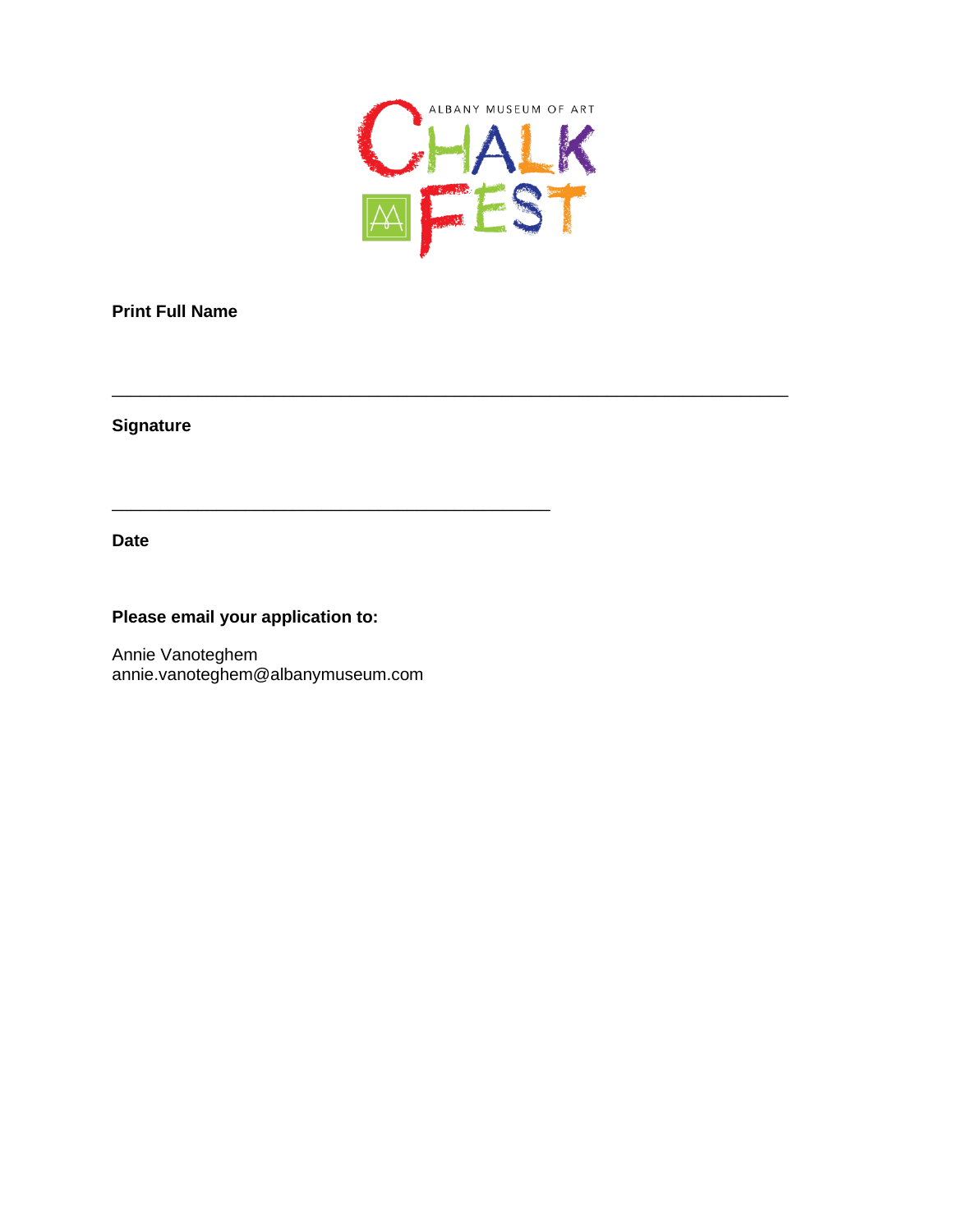**Print Full Name**

______________________________________________________________________

**Signature**

_____________________________________________

**Date**

**Please email your application to:**

Annie Vanoteghem
annie.vanoteghem@albanymuseum.com